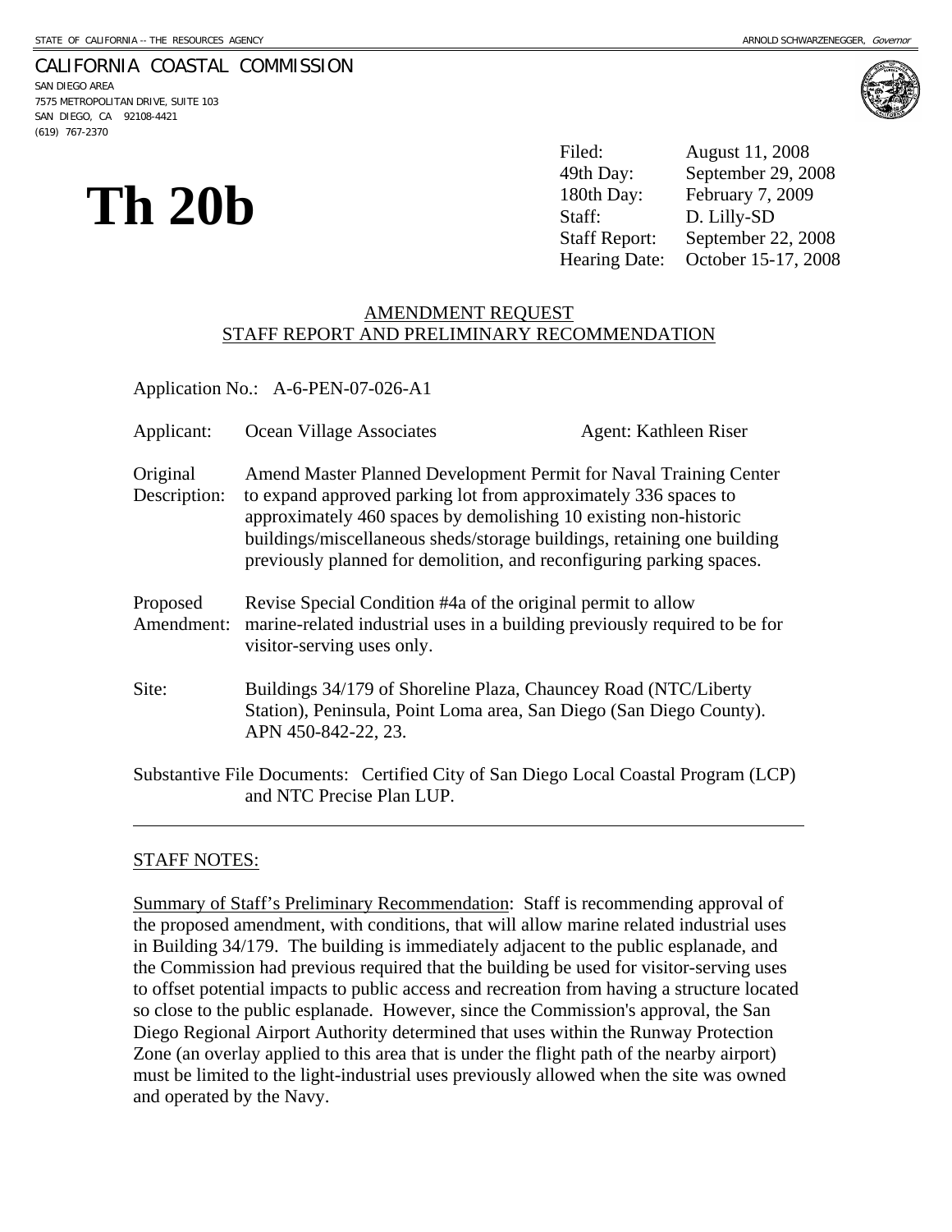STATE OF CALIFORNIA -- THE RESOURCES AGENCY

ARNOLD SCHWARZENEGGER, *Governor*

CALIFORNIA COASTAL COMMISSION
SAN DIEGO AREA
7575 METROPOLITAN DRIVE, SUITE 103
SAN DIEGO, CA 92108-4421
(619) 767-2370

# Th 20b

| | |
|---|---|
| Filed: | August 11, 2008 |
| 49th Day: | September 29, 2008 |
| 180th Day: | February 7, 2009 |
| Staff: | D. Lilly-SD |
| Staff Report: | September 22, 2008 |
| Hearing Date: | October 15-17, 2008 |

## AMENDMENT REQUEST
## STAFF REPORT AND PRELIMINARY RECOMMENDATION

Application No.: A-6-PEN-07-026-A1

Applicant: Ocean Village Associates Agent: Kathleen Riser

Original Description: Amend Master Planned Development Permit for Naval Training Center to expand approved parking lot from approximately 336 spaces to approximately 460 spaces by demolishing 10 existing non-historic buildings/miscellaneous sheds/storage buildings, retaining one building previously planned for demolition, and reconfiguring parking spaces.

Proposed Amendment: Revise Special Condition #4a of the original permit to allow marine-related industrial uses in a building previously required to be for visitor-serving uses only.

Site: Buildings 34/179 of Shoreline Plaza, Chauncey Road (NTC/Liberty Station), Peninsula, Point Loma area, San Diego (San Diego County). APN 450-842-22, 23.

Substantive File Documents: Certified City of San Diego Local Coastal Program (LCP) and NTC Precise Plan LUP.

---

STAFF NOTES:

Summary of Staff's Preliminary Recommendation: Staff is recommending approval of the proposed amendment, with conditions, that will allow marine related industrial uses in Building 34/179. The building is immediately adjacent to the public esplanade, and the Commission had previous required that the building be used for visitor-serving uses to offset potential impacts to public access and recreation from having a structure located so close to the public esplanade. However, since the Commission's approval, the San Diego Regional Airport Authority determined that uses within the Runway Protection Zone (an overlay applied to this area that is under the flight path of the nearby airport) must be limited to the light-industrial uses previously allowed when the site was owned and operated by the Navy.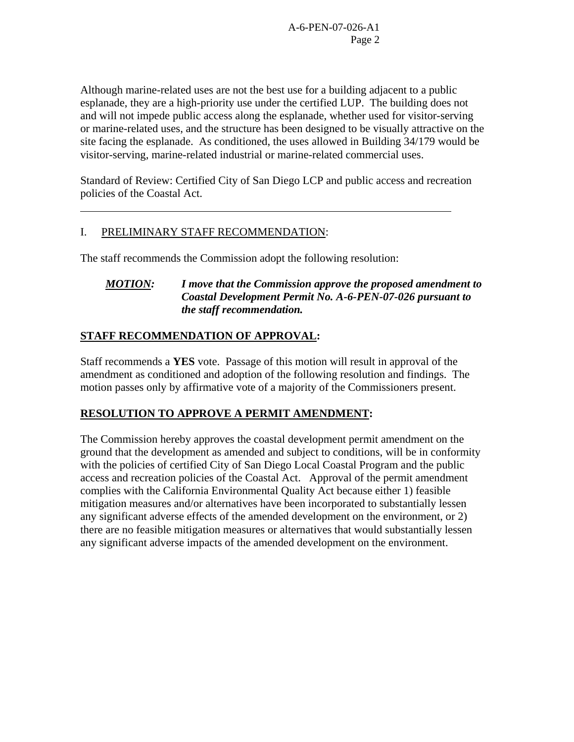Although marine-related uses are not the best use for a building adjacent to a public esplanade, they are a high-priority use under the certified LUP. The building does not and will not impede public access along the esplanade, whether used for visitor-serving or marine-related uses, and the structure has been designed to be visually attractive on the site facing the esplanade. As conditioned, the uses allowed in Building 34/179 would be visitor-serving, marine-related industrial or marine-related commercial uses.

Standard of Review: Certified City of San Diego LCP and public access and recreation policies of the Coastal Act.

---

## I. PRELIMINARY STAFF RECOMMENDATION:

The staff recommends the Commission adopt the following resolution:

> ***MOTION:*** ***I move that the Commission approve the proposed amendment to Coastal Development Permit No. A-6-PEN-07-026 pursuant to the staff recommendation.***

### STAFF RECOMMENDATION OF APPROVAL:

Staff recommends a **YES** vote. Passage of this motion will result in approval of the amendment as conditioned and adoption of the following resolution and findings. The motion passes only by affirmative vote of a majority of the Commissioners present.

### RESOLUTION TO APPROVE A PERMIT AMENDMENT:

The Commission hereby approves the coastal development permit amendment on the ground that the development as amended and subject to conditions, will be in conformity with the policies of certified City of San Diego Local Coastal Program and the public access and recreation policies of the Coastal Act. Approval of the permit amendment complies with the California Environmental Quality Act because either 1) feasible mitigation measures and/or alternatives have been incorporated to substantially lessen any significant adverse effects of the amended development on the environment, or 2) there are no feasible mitigation measures or alternatives that would substantially lessen any significant adverse impacts of the amended development on the environment.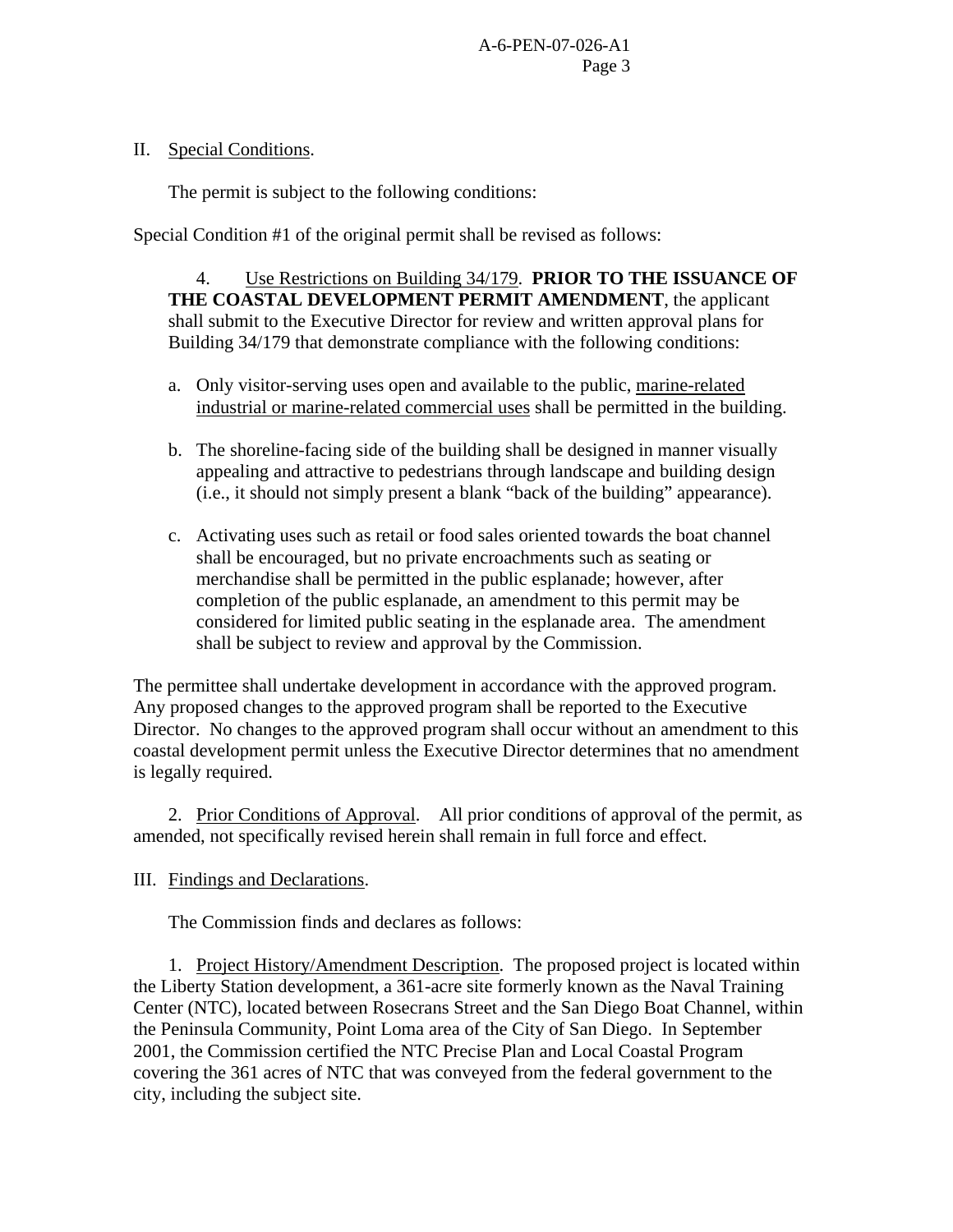II. Special Conditions.

The permit is subject to the following conditions:

Special Condition #1 of the original permit shall be revised as follows:

4. Use Restrictions on Building 34/179. **PRIOR TO THE ISSUANCE OF THE COASTAL DEVELOPMENT PERMIT AMENDMENT**, the applicant shall submit to the Executive Director for review and written approval plans for Building 34/179 that demonstrate compliance with the following conditions:

a. Only visitor-serving uses open and available to the public, marine-related industrial or marine-related commercial uses shall be permitted in the building.

b. The shoreline-facing side of the building shall be designed in manner visually appealing and attractive to pedestrians through landscape and building design (i.e., it should not simply present a blank "back of the building" appearance).

c. Activating uses such as retail or food sales oriented towards the boat channel shall be encouraged, but no private encroachments such as seating or merchandise shall be permitted in the public esplanade; however, after completion of the public esplanade, an amendment to this permit may be considered for limited public seating in the esplanade area. The amendment shall be subject to review and approval by the Commission.

The permittee shall undertake development in accordance with the approved program. Any proposed changes to the approved program shall be reported to the Executive Director. No changes to the approved program shall occur without an amendment to this coastal development permit unless the Executive Director determines that no amendment is legally required.

2. Prior Conditions of Approval. All prior conditions of approval of the permit, as amended, not specifically revised herein shall remain in full force and effect.

III. Findings and Declarations.

The Commission finds and declares as follows:

1. Project History/Amendment Description. The proposed project is located within the Liberty Station development, a 361-acre site formerly known as the Naval Training Center (NTC), located between Rosecrans Street and the San Diego Boat Channel, within the Peninsula Community, Point Loma area of the City of San Diego. In September 2001, the Commission certified the NTC Precise Plan and Local Coastal Program covering the 361 acres of NTC that was conveyed from the federal government to the city, including the subject site.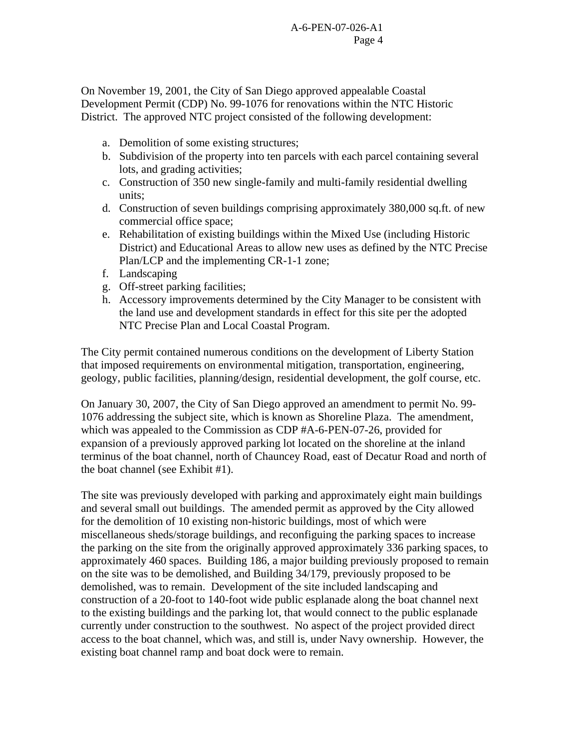On November 19, 2001, the City of San Diego approved appealable Coastal Development Permit (CDP) No. 99-1076 for renovations within the NTC Historic District. The approved NTC project consisted of the following development:

a. Demolition of some existing structures;
b. Subdivision of the property into ten parcels with each parcel containing several lots, and grading activities;
c. Construction of 350 new single-family and multi-family residential dwelling units;
d. Construction of seven buildings comprising approximately 380,000 sq.ft. of new commercial office space;
e. Rehabilitation of existing buildings within the Mixed Use (including Historic District) and Educational Areas to allow new uses as defined by the NTC Precise Plan/LCP and the implementing CR-1-1 zone;
f. Landscaping
g. Off-street parking facilities;
h. Accessory improvements determined by the City Manager to be consistent with the land use and development standards in effect for this site per the adopted NTC Precise Plan and Local Coastal Program.

The City permit contained numerous conditions on the development of Liberty Station that imposed requirements on environmental mitigation, transportation, engineering, geology, public facilities, planning/design, residential development, the golf course, etc.

On January 30, 2007, the City of San Diego approved an amendment to permit No. 99-1076 addressing the subject site, which is known as Shoreline Plaza. The amendment, which was appealed to the Commission as CDP #A-6-PEN-07-26, provided for expansion of a previously approved parking lot located on the shoreline at the inland terminus of the boat channel, north of Chauncey Road, east of Decatur Road and north of the boat channel (see Exhibit #1).

The site was previously developed with parking and approximately eight main buildings and several small out buildings. The amended permit as approved by the City allowed for the demolition of 10 existing non-historic buildings, most of which were miscellaneous sheds/storage buildings, and reconfiguing the parking spaces to increase the parking on the site from the originally approved approximately 336 parking spaces, to approximately 460 spaces. Building 186, a major building previously proposed to remain on the site was to be demolished, and Building 34/179, previously proposed to be demolished, was to remain. Development of the site included landscaping and construction of a 20-foot to 140-foot wide public esplanade along the boat channel next to the existing buildings and the parking lot, that would connect to the public esplanade currently under construction to the southwest. No aspect of the project provided direct access to the boat channel, which was, and still is, under Navy ownership. However, the existing boat channel ramp and boat dock were to remain.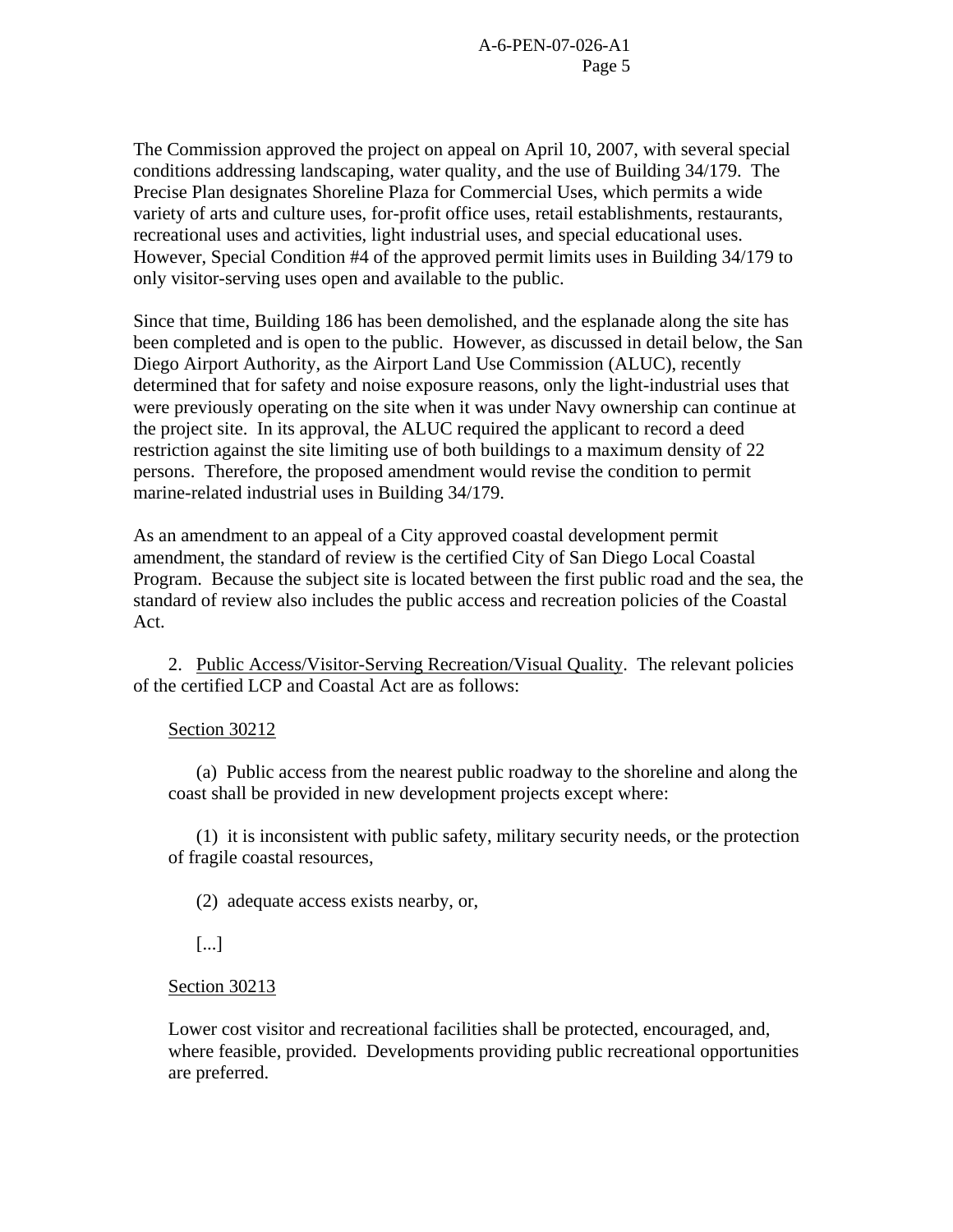The Commission approved the project on appeal on April 10, 2007, with several special conditions addressing landscaping, water quality, and the use of Building 34/179. The Precise Plan designates Shoreline Plaza for Commercial Uses, which permits a wide variety of arts and culture uses, for-profit office uses, retail establishments, restaurants, recreational uses and activities, light industrial uses, and special educational uses. However, Special Condition #4 of the approved permit limits uses in Building 34/179 to only visitor-serving uses open and available to the public.

Since that time, Building 186 has been demolished, and the esplanade along the site has been completed and is open to the public. However, as discussed in detail below, the San Diego Airport Authority, as the Airport Land Use Commission (ALUC), recently determined that for safety and noise exposure reasons, only the light-industrial uses that were previously operating on the site when it was under Navy ownership can continue at the project site. In its approval, the ALUC required the applicant to record a deed restriction against the site limiting use of both buildings to a maximum density of 22 persons. Therefore, the proposed amendment would revise the condition to permit marine-related industrial uses in Building 34/179.

As an amendment to an appeal of a City approved coastal development permit amendment, the standard of review is the certified City of San Diego Local Coastal Program. Because the subject site is located between the first public road and the sea, the standard of review also includes the public access and recreation policies of the Coastal Act.

2. Public Access/Visitor-Serving Recreation/Visual Quality. The relevant policies of the certified LCP and Coastal Act are as follows:

Section 30212

(a) Public access from the nearest public roadway to the shoreline and along the coast shall be provided in new development projects except where:

(1) it is inconsistent with public safety, military security needs, or the protection of fragile coastal resources,

(2) adequate access exists nearby, or,

[...]

Section 30213

Lower cost visitor and recreational facilities shall be protected, encouraged, and, where feasible, provided. Developments providing public recreational opportunities are preferred.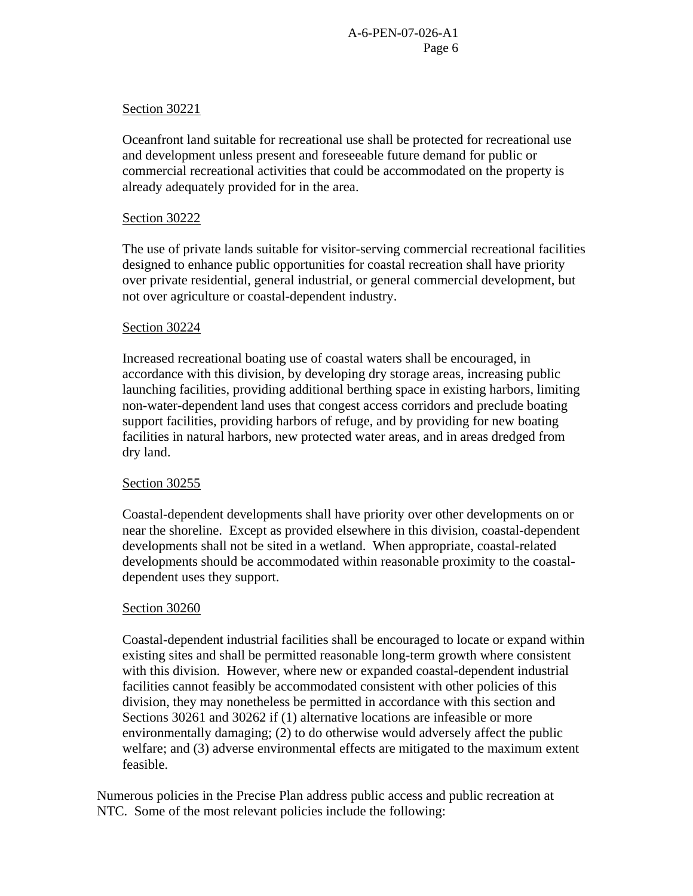Section 30221

Oceanfront land suitable for recreational use shall be protected for recreational use and development unless present and foreseeable future demand for public or commercial recreational activities that could be accommodated on the property is already adequately provided for in the area.

Section 30222

The use of private lands suitable for visitor-serving commercial recreational facilities designed to enhance public opportunities for coastal recreation shall have priority over private residential, general industrial, or general commercial development, but not over agriculture or coastal-dependent industry.

Section 30224

Increased recreational boating use of coastal waters shall be encouraged, in accordance with this division, by developing dry storage areas, increasing public launching facilities, providing additional berthing space in existing harbors, limiting non-water-dependent land uses that congest access corridors and preclude boating support facilities, providing harbors of refuge, and by providing for new boating facilities in natural harbors, new protected water areas, and in areas dredged from dry land.

Section 30255

Coastal-dependent developments shall have priority over other developments on or near the shoreline. Except as provided elsewhere in this division, coastal-dependent developments shall not be sited in a wetland. When appropriate, coastal-related developments should be accommodated within reasonable proximity to the coastal-dependent uses they support.

Section 30260

Coastal-dependent industrial facilities shall be encouraged to locate or expand within existing sites and shall be permitted reasonable long-term growth where consistent with this division. However, where new or expanded coastal-dependent industrial facilities cannot feasibly be accommodated consistent with other policies of this division, they may nonetheless be permitted in accordance with this section and Sections 30261 and 30262 if (1) alternative locations are infeasible or more environmentally damaging; (2) to do otherwise would adversely affect the public welfare; and (3) adverse environmental effects are mitigated to the maximum extent feasible.

Numerous policies in the Precise Plan address public access and public recreation at NTC. Some of the most relevant policies include the following: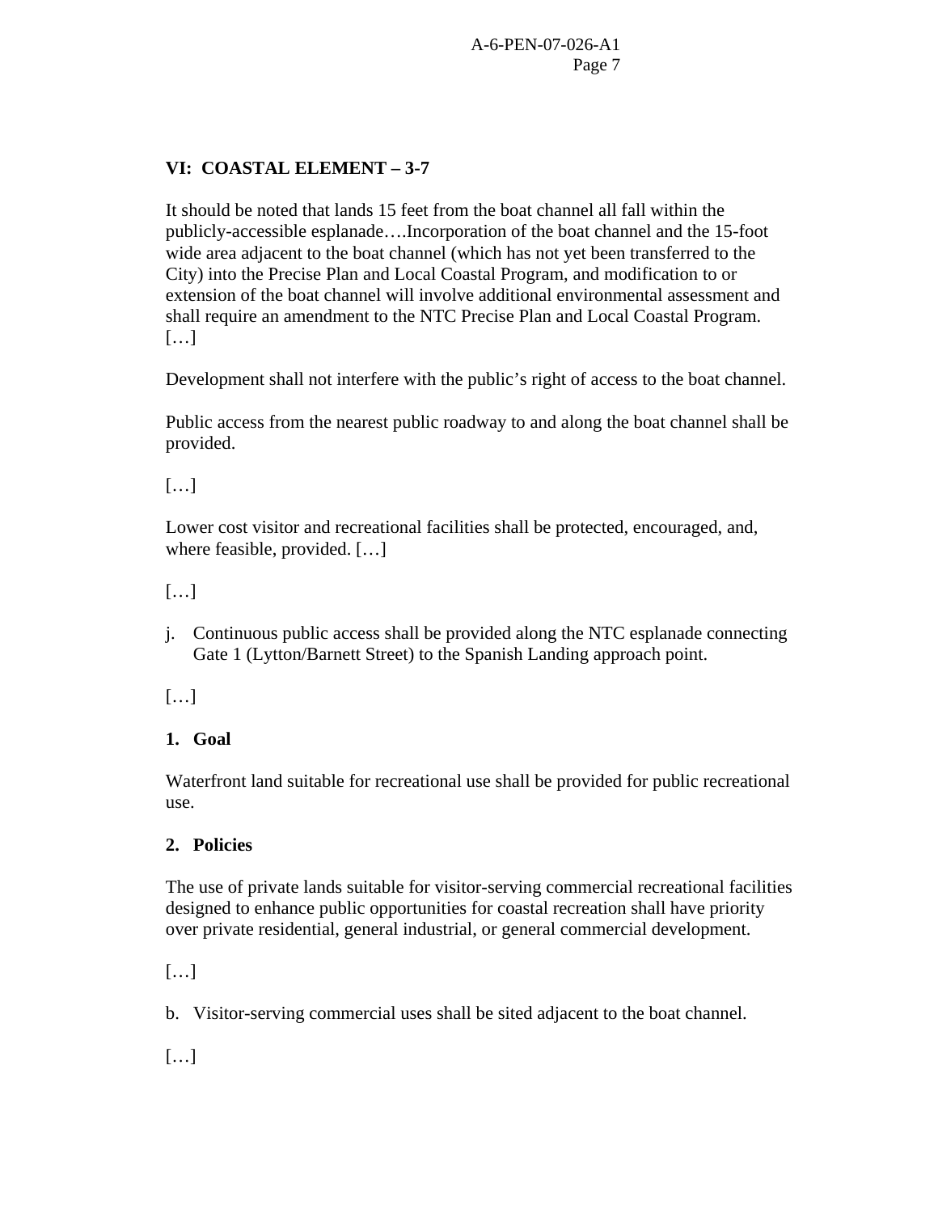**VI: COASTAL ELEMENT – 3-7**

It should be noted that lands 15 feet from the boat channel all fall within the publicly-accessible esplanade….Incorporation of the boat channel and the 15-foot wide area adjacent to the boat channel (which has not yet been transferred to the City) into the Precise Plan and Local Coastal Program, and modification to or extension of the boat channel will involve additional environmental assessment and shall require an amendment to the NTC Precise Plan and Local Coastal Program. […]

Development shall not interfere with the public's right of access to the boat channel.

Public access from the nearest public roadway to and along the boat channel shall be provided.

[…]

Lower cost visitor and recreational facilities shall be protected, encouraged, and, where feasible, provided. […]

[…]

j. Continuous public access shall be provided along the NTC esplanade connecting Gate 1 (Lytton/Barnett Street) to the Spanish Landing approach point.

[…]

**1. Goal**

Waterfront land suitable for recreational use shall be provided for public recreational use.

**2. Policies**

The use of private lands suitable for visitor-serving commercial recreational facilities designed to enhance public opportunities for coastal recreation shall have priority over private residential, general industrial, or general commercial development.

[…]

b. Visitor-serving commercial uses shall be sited adjacent to the boat channel.

[…]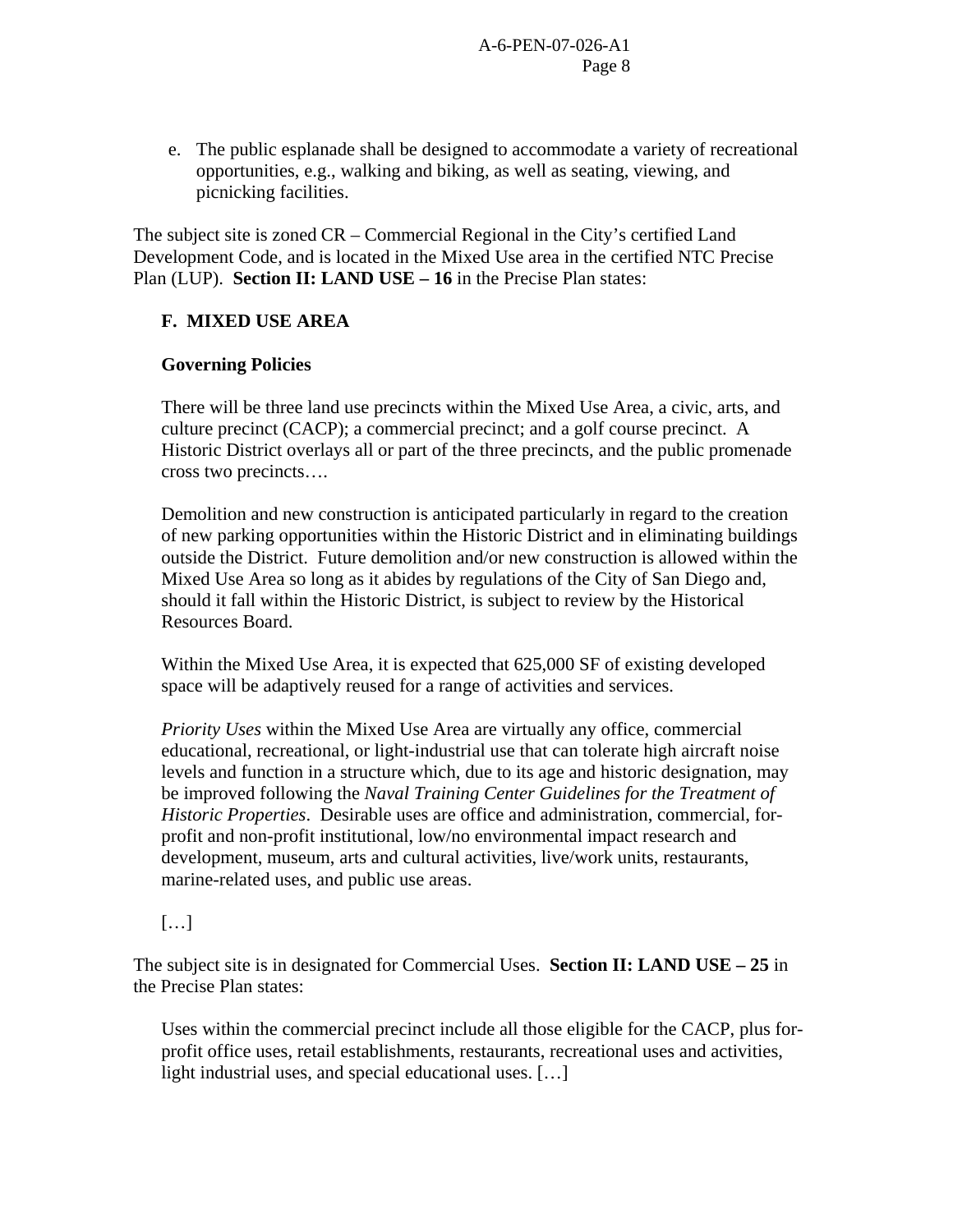e. The public esplanade shall be designed to accommodate a variety of recreational opportunities, e.g., walking and biking, as well as seating, viewing, and picnicking facilities.

The subject site is zoned CR – Commercial Regional in the City's certified Land Development Code, and is located in the Mixed Use area in the certified NTC Precise Plan (LUP). **Section II: LAND USE – 16** in the Precise Plan states:

> **F. MIXED USE AREA**
>
> **Governing Policies**
>
> There will be three land use precincts within the Mixed Use Area, a civic, arts, and culture precinct (CACP); a commercial precinct; and a golf course precinct. A Historic District overlays all or part of the three precincts, and the public promenade cross two precincts….
>
> Demolition and new construction is anticipated particularly in regard to the creation of new parking opportunities within the Historic District and in eliminating buildings outside the District. Future demolition and/or new construction is allowed within the Mixed Use Area so long as it abides by regulations of the City of San Diego and, should it fall within the Historic District, is subject to review by the Historical Resources Board.
>
> Within the Mixed Use Area, it is expected that 625,000 SF of existing developed space will be adaptively reused for a range of activities and services.
>
> *Priority Uses* within the Mixed Use Area are virtually any office, commercial educational, recreational, or light-industrial use that can tolerate high aircraft noise levels and function in a structure which, due to its age and historic designation, may be improved following the *Naval Training Center Guidelines for the Treatment of Historic Properties*. Desirable uses are office and administration, commercial, for-profit and non-profit institutional, low/no environmental impact research and development, museum, arts and cultural activities, live/work units, restaurants, marine-related uses, and public use areas.
>
> […]

The subject site is in designated for Commercial Uses. **Section II: LAND USE – 25** in the Precise Plan states:

> Uses within the commercial precinct include all those eligible for the CACP, plus for-profit office uses, retail establishments, restaurants, recreational uses and activities, light industrial uses, and special educational uses. […]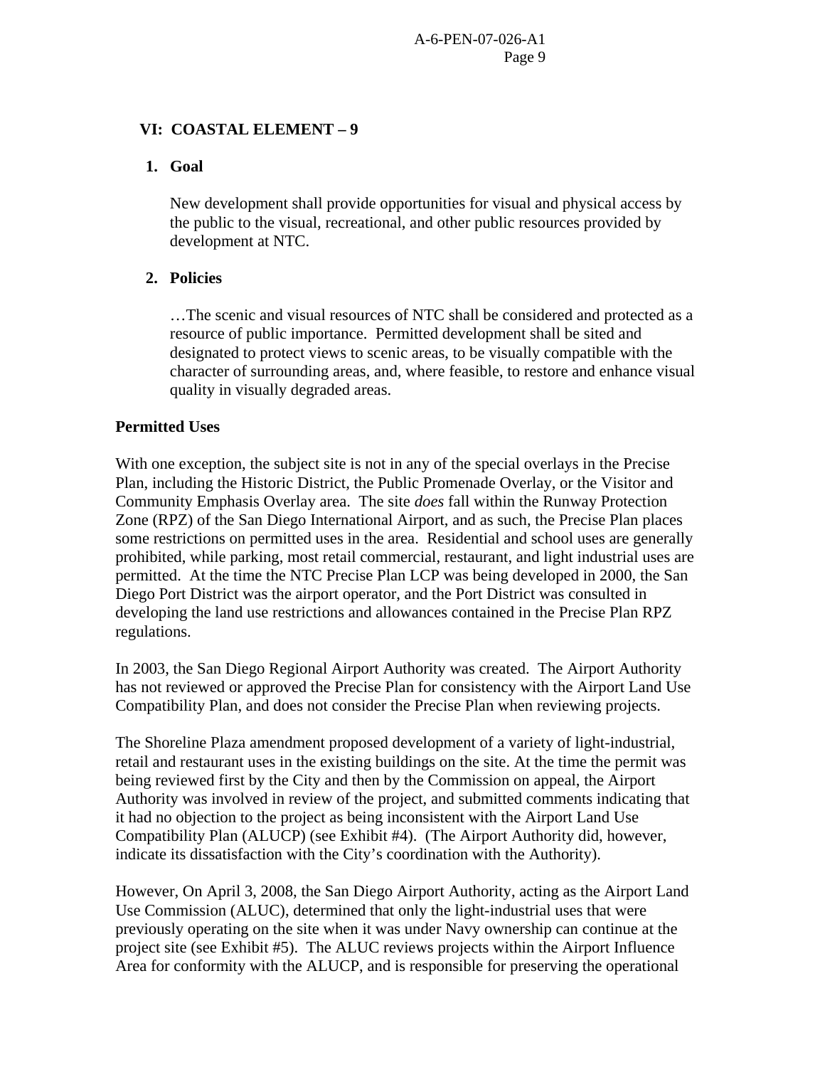## VI: COASTAL ELEMENT – 9

**1. Goal**

New development shall provide opportunities for visual and physical access by the public to the visual, recreational, and other public resources provided by development at NTC.

**2. Policies**

…The scenic and visual resources of NTC shall be considered and protected as a resource of public importance. Permitted development shall be sited and designated to protect views to scenic areas, to be visually compatible with the character of surrounding areas, and, where feasible, to restore and enhance visual quality in visually degraded areas.

**Permitted Uses**

With one exception, the subject site is not in any of the special overlays in the Precise Plan, including the Historic District, the Public Promenade Overlay, or the Visitor and Community Emphasis Overlay area. The site *does* fall within the Runway Protection Zone (RPZ) of the San Diego International Airport, and as such, the Precise Plan places some restrictions on permitted uses in the area. Residential and school uses are generally prohibited, while parking, most retail commercial, restaurant, and light industrial uses are permitted. At the time the NTC Precise Plan LCP was being developed in 2000, the San Diego Port District was the airport operator, and the Port District was consulted in developing the land use restrictions and allowances contained in the Precise Plan RPZ regulations.

In 2003, the San Diego Regional Airport Authority was created. The Airport Authority has not reviewed or approved the Precise Plan for consistency with the Airport Land Use Compatibility Plan, and does not consider the Precise Plan when reviewing projects.

The Shoreline Plaza amendment proposed development of a variety of light-industrial, retail and restaurant uses in the existing buildings on the site. At the time the permit was being reviewed first by the City and then by the Commission on appeal, the Airport Authority was involved in review of the project, and submitted comments indicating that it had no objection to the project as being inconsistent with the Airport Land Use Compatibility Plan (ALUCP) (see Exhibit #4). (The Airport Authority did, however, indicate its dissatisfaction with the City's coordination with the Authority).

However, On April 3, 2008, the San Diego Airport Authority, acting as the Airport Land Use Commission (ALUC), determined that only the light-industrial uses that were previously operating on the site when it was under Navy ownership can continue at the project site (see Exhibit #5). The ALUC reviews projects within the Airport Influence Area for conformity with the ALUCP, and is responsible for preserving the operational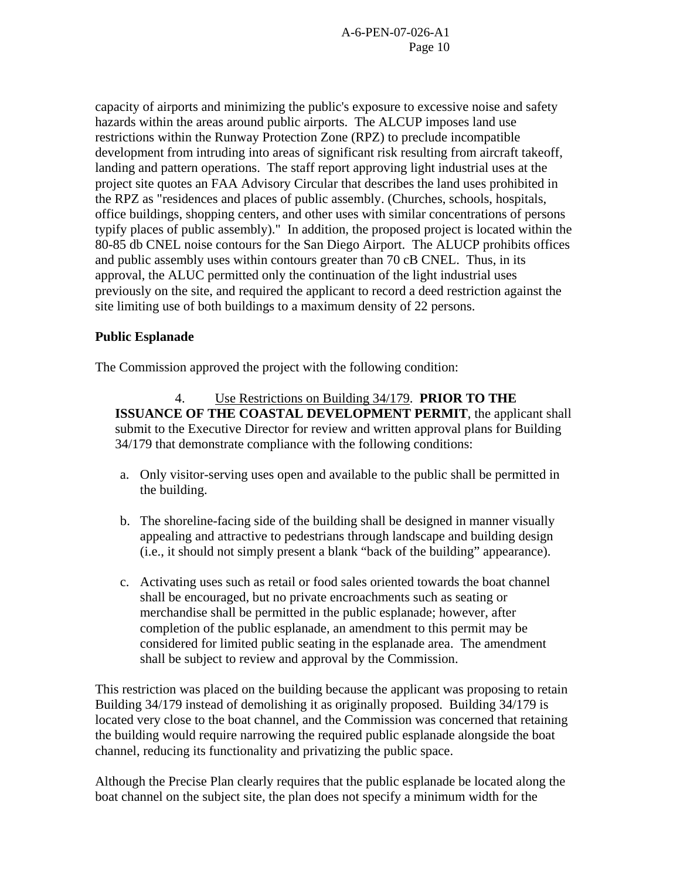capacity of airports and minimizing the public's exposure to excessive noise and safety hazards within the areas around public airports. The ALCUP imposes land use restrictions within the Runway Protection Zone (RPZ) to preclude incompatible development from intruding into areas of significant risk resulting from aircraft takeoff, landing and pattern operations. The staff report approving light industrial uses at the project site quotes an FAA Advisory Circular that describes the land uses prohibited in the RPZ as "residences and places of public assembly. (Churches, schools, hospitals, office buildings, shopping centers, and other uses with similar concentrations of persons typify places of public assembly)." In addition, the proposed project is located within the 80-85 db CNEL noise contours for the San Diego Airport. The ALUCP prohibits offices and public assembly uses within contours greater than 70 cB CNEL. Thus, in its approval, the ALUC permitted only the continuation of the light industrial uses previously on the site, and required the applicant to record a deed restriction against the site limiting use of both buildings to a maximum density of 22 persons.

**Public Esplanade**

The Commission approved the project with the following condition:

> 4. Use Restrictions on Building 34/179. **PRIOR TO THE ISSUANCE OF THE COASTAL DEVELOPMENT PERMIT**, the applicant shall submit to the Executive Director for review and written approval plans for Building 34/179 that demonstrate compliance with the following conditions:
>
> a. Only visitor-serving uses open and available to the public shall be permitted in the building.
>
> b. The shoreline-facing side of the building shall be designed in manner visually appealing and attractive to pedestrians through landscape and building design (i.e., it should not simply present a blank "back of the building" appearance).
>
> c. Activating uses such as retail or food sales oriented towards the boat channel shall be encouraged, but no private encroachments such as seating or merchandise shall be permitted in the public esplanade; however, after completion of the public esplanade, an amendment to this permit may be considered for limited public seating in the esplanade area. The amendment shall be subject to review and approval by the Commission.

This restriction was placed on the building because the applicant was proposing to retain Building 34/179 instead of demolishing it as originally proposed. Building 34/179 is located very close to the boat channel, and the Commission was concerned that retaining the building would require narrowing the required public esplanade alongside the boat channel, reducing its functionality and privatizing the public space.

Although the Precise Plan clearly requires that the public esplanade be located along the boat channel on the subject site, the plan does not specify a minimum width for the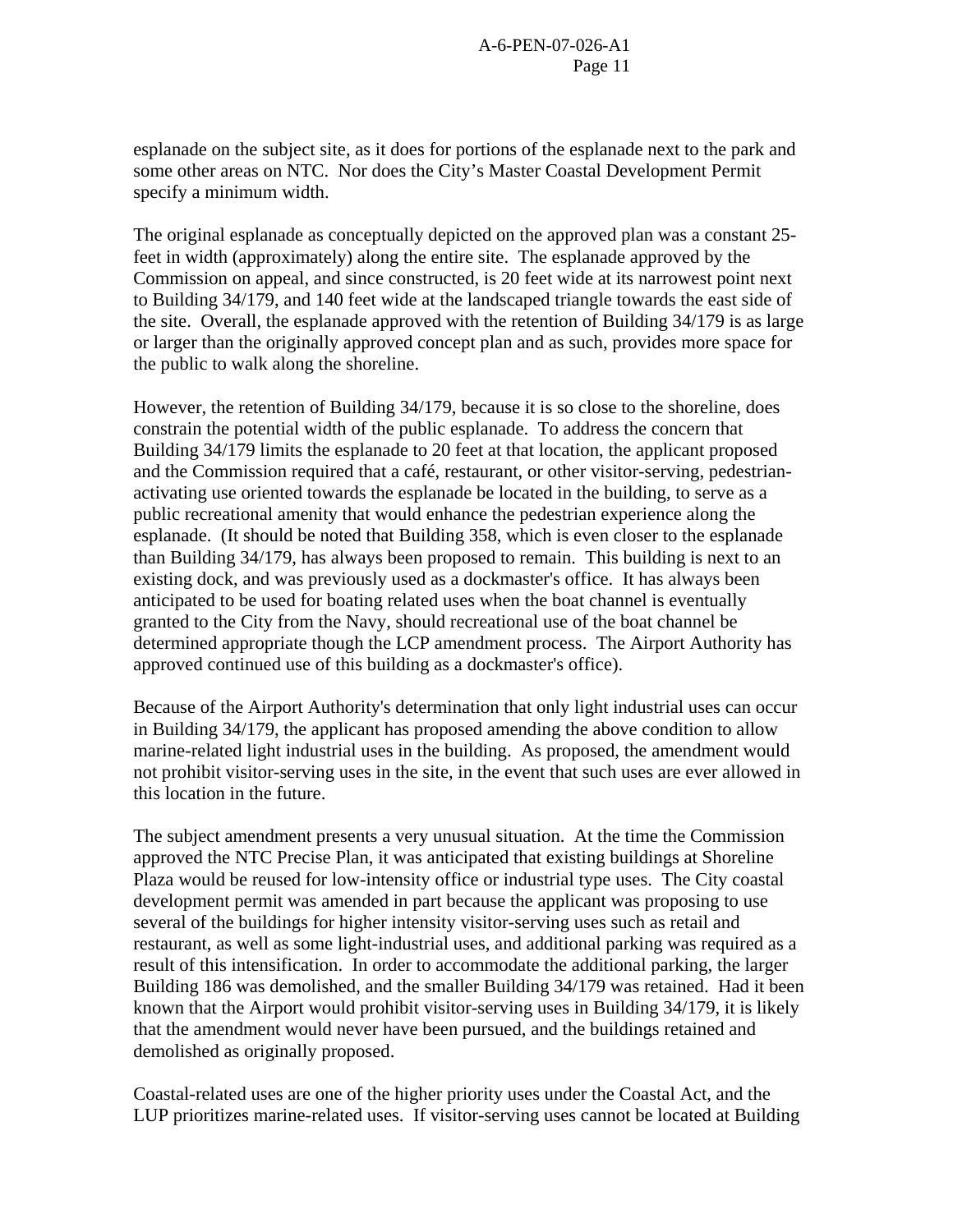esplanade on the subject site, as it does for portions of the esplanade next to the park and some other areas on NTC. Nor does the City's Master Coastal Development Permit specify a minimum width.

The original esplanade as conceptually depicted on the approved plan was a constant 25-feet in width (approximately) along the entire site. The esplanade approved by the Commission on appeal, and since constructed, is 20 feet wide at its narrowest point next to Building 34/179, and 140 feet wide at the landscaped triangle towards the east side of the site. Overall, the esplanade approved with the retention of Building 34/179 is as large or larger than the originally approved concept plan and as such, provides more space for the public to walk along the shoreline.

However, the retention of Building 34/179, because it is so close to the shoreline, does constrain the potential width of the public esplanade. To address the concern that Building 34/179 limits the esplanade to 20 feet at that location, the applicant proposed and the Commission required that a café, restaurant, or other visitor-serving, pedestrian-activating use oriented towards the esplanade be located in the building, to serve as a public recreational amenity that would enhance the pedestrian experience along the esplanade. (It should be noted that Building 358, which is even closer to the esplanade than Building 34/179, has always been proposed to remain. This building is next to an existing dock, and was previously used as a dockmaster's office. It has always been anticipated to be used for boating related uses when the boat channel is eventually granted to the City from the Navy, should recreational use of the boat channel be determined appropriate though the LCP amendment process. The Airport Authority has approved continued use of this building as a dockmaster's office).

Because of the Airport Authority's determination that only light industrial uses can occur in Building 34/179, the applicant has proposed amending the above condition to allow marine-related light industrial uses in the building. As proposed, the amendment would not prohibit visitor-serving uses in the site, in the event that such uses are ever allowed in this location in the future.

The subject amendment presents a very unusual situation. At the time the Commission approved the NTC Precise Plan, it was anticipated that existing buildings at Shoreline Plaza would be reused for low-intensity office or industrial type uses. The City coastal development permit was amended in part because the applicant was proposing to use several of the buildings for higher intensity visitor-serving uses such as retail and restaurant, as well as some light-industrial uses, and additional parking was required as a result of this intensification. In order to accommodate the additional parking, the larger Building 186 was demolished, and the smaller Building 34/179 was retained. Had it been known that the Airport would prohibit visitor-serving uses in Building 34/179, it is likely that the amendment would never have been pursued, and the buildings retained and demolished as originally proposed.

Coastal-related uses are one of the higher priority uses under the Coastal Act, and the LUP prioritizes marine-related uses. If visitor-serving uses cannot be located at Building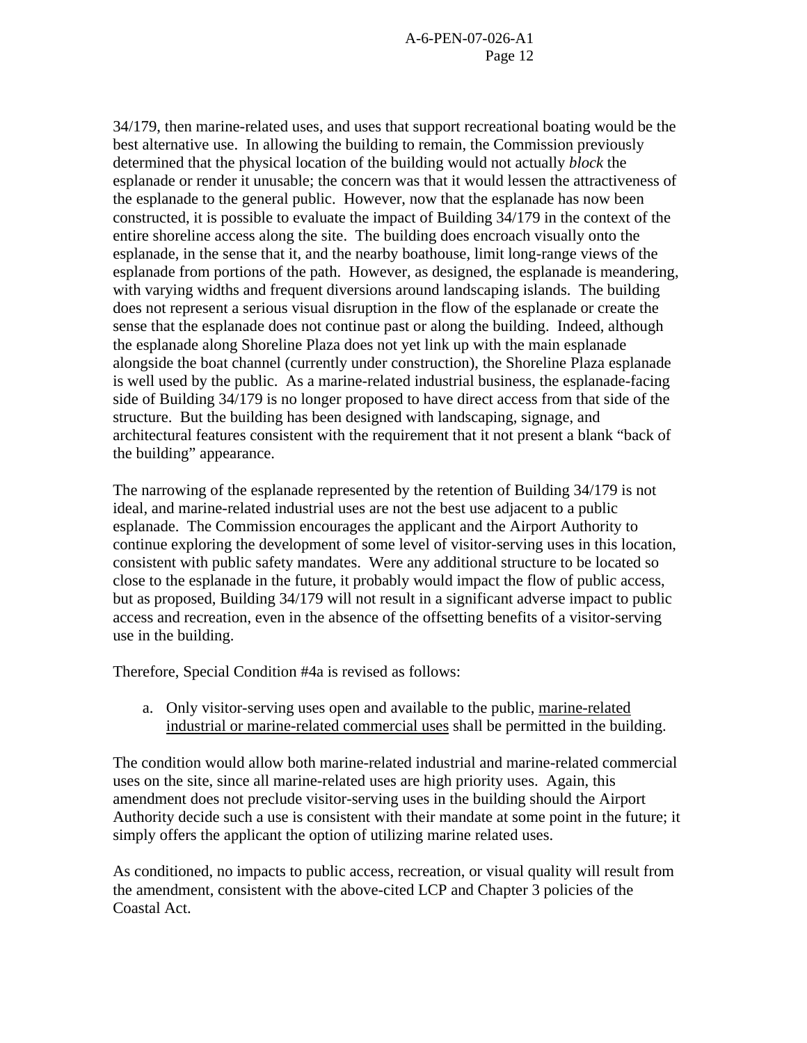34/179, then marine-related uses, and uses that support recreational boating would be the best alternative use. In allowing the building to remain, the Commission previously determined that the physical location of the building would not actually *block* the esplanade or render it unusable; the concern was that it would lessen the attractiveness of the esplanade to the general public. However, now that the esplanade has now been constructed, it is possible to evaluate the impact of Building 34/179 in the context of the entire shoreline access along the site. The building does encroach visually onto the esplanade, in the sense that it, and the nearby boathouse, limit long-range views of the esplanade from portions of the path. However, as designed, the esplanade is meandering, with varying widths and frequent diversions around landscaping islands. The building does not represent a serious visual disruption in the flow of the esplanade or create the sense that the esplanade does not continue past or along the building. Indeed, although the esplanade along Shoreline Plaza does not yet link up with the main esplanade alongside the boat channel (currently under construction), the Shoreline Plaza esplanade is well used by the public. As a marine-related industrial business, the esplanade-facing side of Building 34/179 is no longer proposed to have direct access from that side of the structure. But the building has been designed with landscaping, signage, and architectural features consistent with the requirement that it not present a blank "back of the building" appearance.

The narrowing of the esplanade represented by the retention of Building 34/179 is not ideal, and marine-related industrial uses are not the best use adjacent to a public esplanade. The Commission encourages the applicant and the Airport Authority to continue exploring the development of some level of visitor-serving uses in this location, consistent with public safety mandates. Were any additional structure to be located so close to the esplanade in the future, it probably would impact the flow of public access, but as proposed, Building 34/179 will not result in a significant adverse impact to public access and recreation, even in the absence of the offsetting benefits of a visitor-serving use in the building.

Therefore, Special Condition #4a is revised as follows:

a. Only visitor-serving uses open and available to the public, marine-related industrial or marine-related commercial uses shall be permitted in the building.

The condition would allow both marine-related industrial and marine-related commercial uses on the site, since all marine-related uses are high priority uses. Again, this amendment does not preclude visitor-serving uses in the building should the Airport Authority decide such a use is consistent with their mandate at some point in the future; it simply offers the applicant the option of utilizing marine related uses.

As conditioned, no impacts to public access, recreation, or visual quality will result from the amendment, consistent with the above-cited LCP and Chapter 3 policies of the Coastal Act.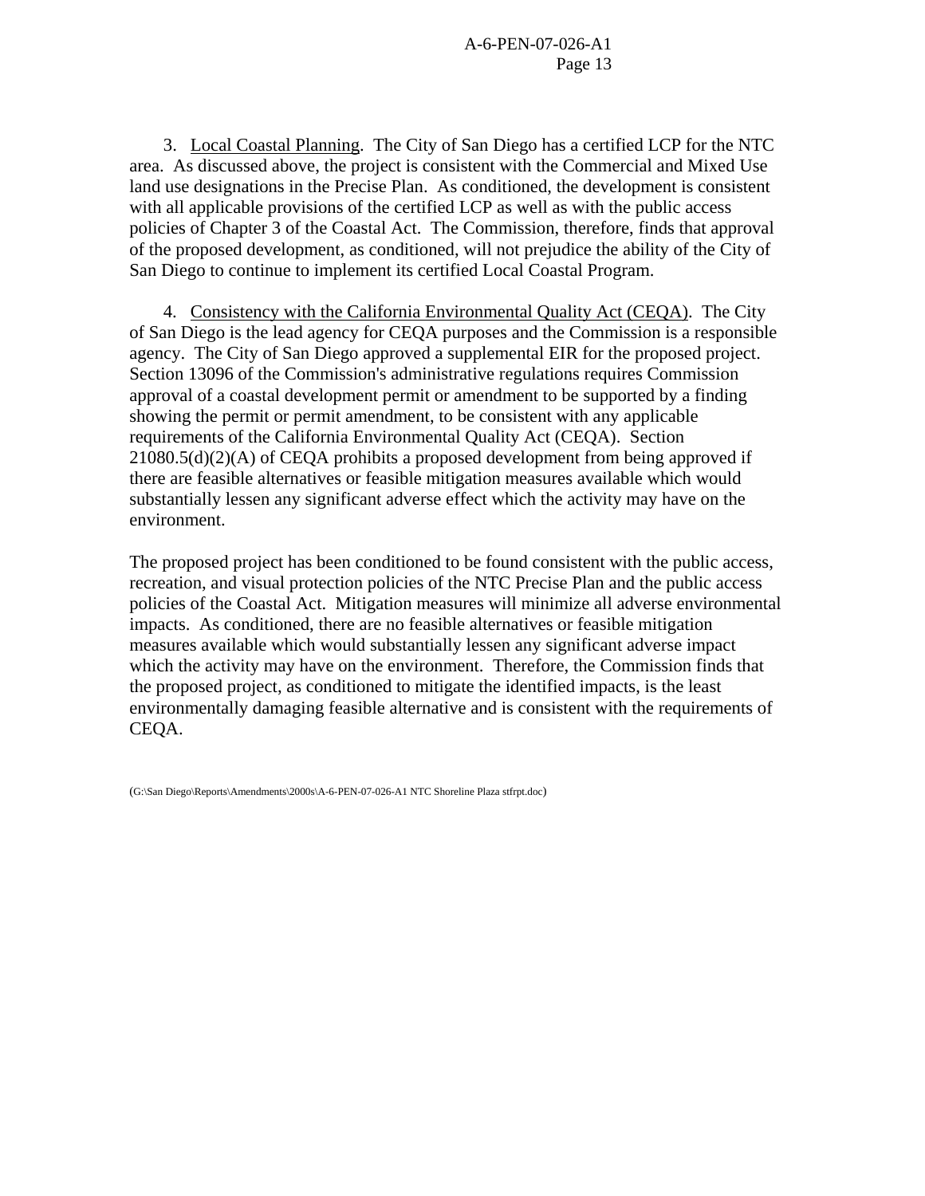3. Local Coastal Planning. The City of San Diego has a certified LCP for the NTC area. As discussed above, the project is consistent with the Commercial and Mixed Use land use designations in the Precise Plan. As conditioned, the development is consistent with all applicable provisions of the certified LCP as well as with the public access policies of Chapter 3 of the Coastal Act. The Commission, therefore, finds that approval of the proposed development, as conditioned, will not prejudice the ability of the City of San Diego to continue to implement its certified Local Coastal Program.

4. Consistency with the California Environmental Quality Act (CEQA). The City of San Diego is the lead agency for CEQA purposes and the Commission is a responsible agency. The City of San Diego approved a supplemental EIR for the proposed project. Section 13096 of the Commission's administrative regulations requires Commission approval of a coastal development permit or amendment to be supported by a finding showing the permit or permit amendment, to be consistent with any applicable requirements of the California Environmental Quality Act (CEQA). Section 21080.5(d)(2)(A) of CEQA prohibits a proposed development from being approved if there are feasible alternatives or feasible mitigation measures available which would substantially lessen any significant adverse effect which the activity may have on the environment.

The proposed project has been conditioned to be found consistent with the public access, recreation, and visual protection policies of the NTC Precise Plan and the public access policies of the Coastal Act. Mitigation measures will minimize all adverse environmental impacts. As conditioned, there are no feasible alternatives or feasible mitigation measures available which would substantially lessen any significant adverse impact which the activity may have on the environment. Therefore, the Commission finds that the proposed project, as conditioned to mitigate the identified impacts, is the least environmentally damaging feasible alternative and is consistent with the requirements of CEQA.

(G:\San Diego\Reports\Amendments\2000s\A-6-PEN-07-026-A1 NTC Shoreline Plaza stfrpt.doc)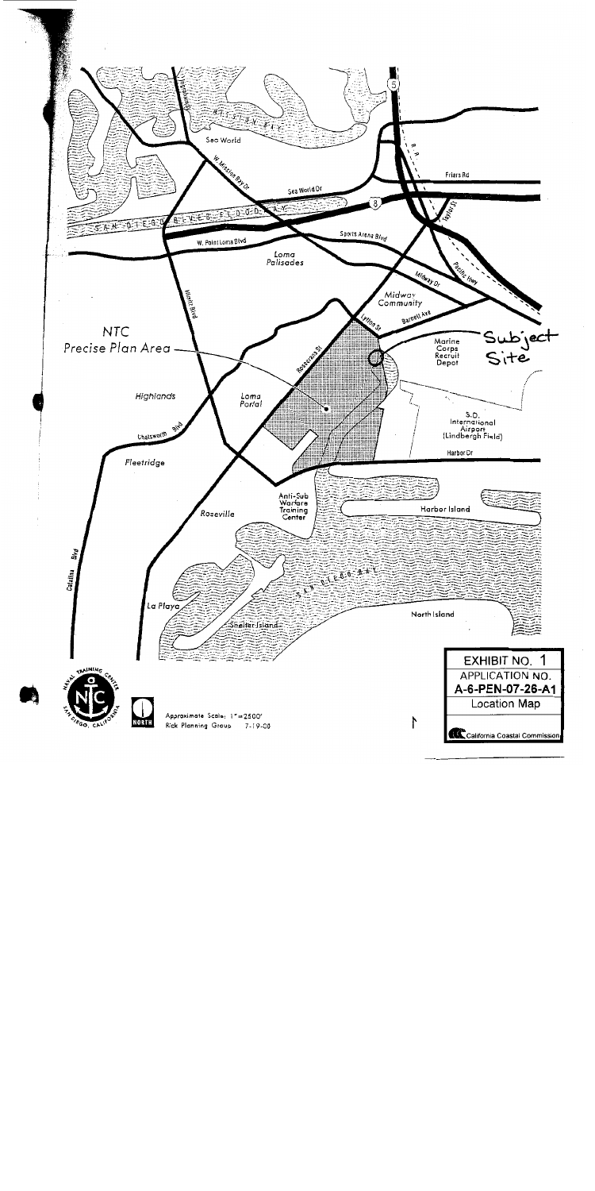Sea World

W. Mission Bay Dr

Sea World Dr

Friars Rd

SAN DIEGO RIVER FLOOD WAY

W. Point Loma Blvd

Sports Arena Blvd

Loma Palisades

Midway Dr

Midway Community

Barnett Ave

Lytton St

Nimitz Blvd

NTC Precise Plan Area

Rosecrans St

Subject Site

Marine Corps Recruit Depot

Highlands

Loma Portal

Chatsworth Blvd

S.D. International Airport (Lindbergh Field)

Harbor Dr

Fleetridge

Anti-Sub Warfare Training Center

Harbor Island

Roseville

Catalina Blvd

SAN DIEGO BAY

La Playa

Shelter Island

North Island

Approximate Scale: 1"=2500'
Rick Planning Group 7-19-00

EXHIBIT NO. 1
APPLICATION NO.
A-6-PEN-07-26-A1
Location Map
California Coastal Commission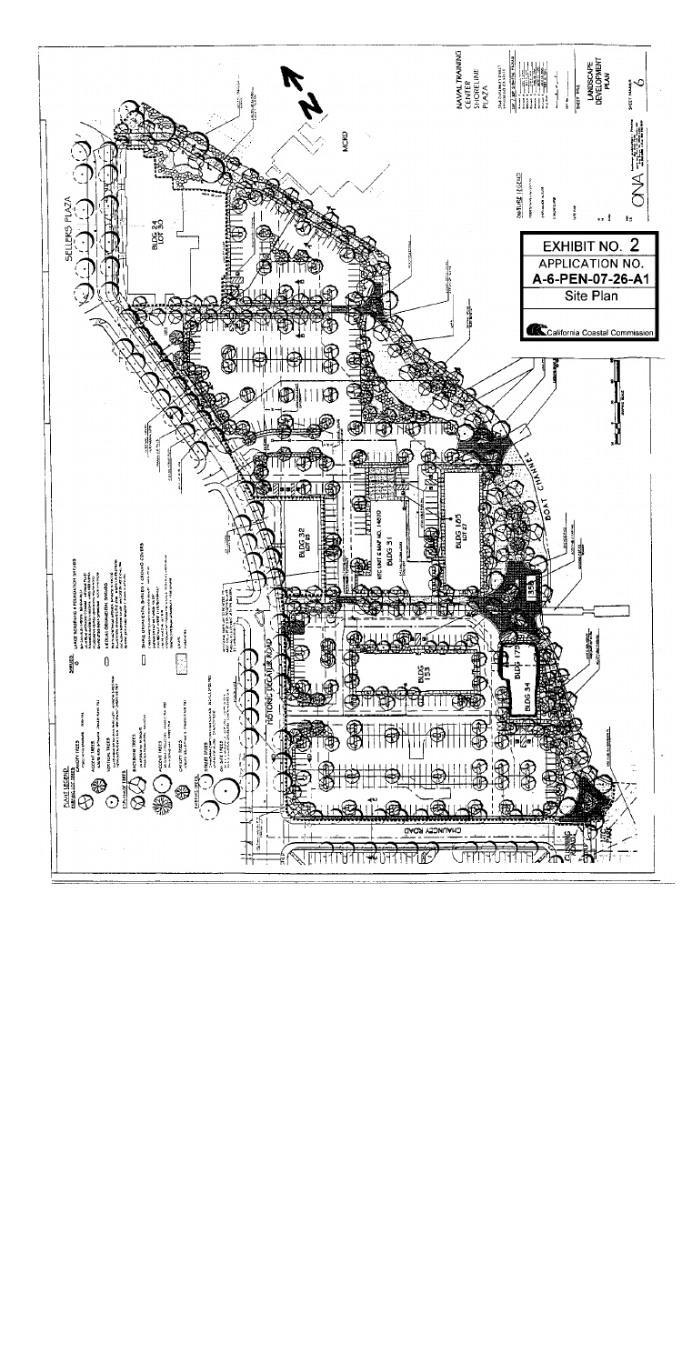EXHIBIT NO. 2

APPLICATION NO.

A-6-PEN-07-26-A1

Site Plan

California Coastal Commission

NAVAL TRAINING CENTER SHORELINE PLAZA

LANDSCAPE DEVELOPMENT PLAN

SELLERS PLAZA

BLDG 30 LOT 30

BLDG 32 LOT 65

BLDG 31

BLDG 105 LOT 67

BLDG 153

BLDG 179

BLDG 34

HISTORIC DECATUR ROAD

CHAUNCEY ROAD

BOAT CHANNEL

MOXO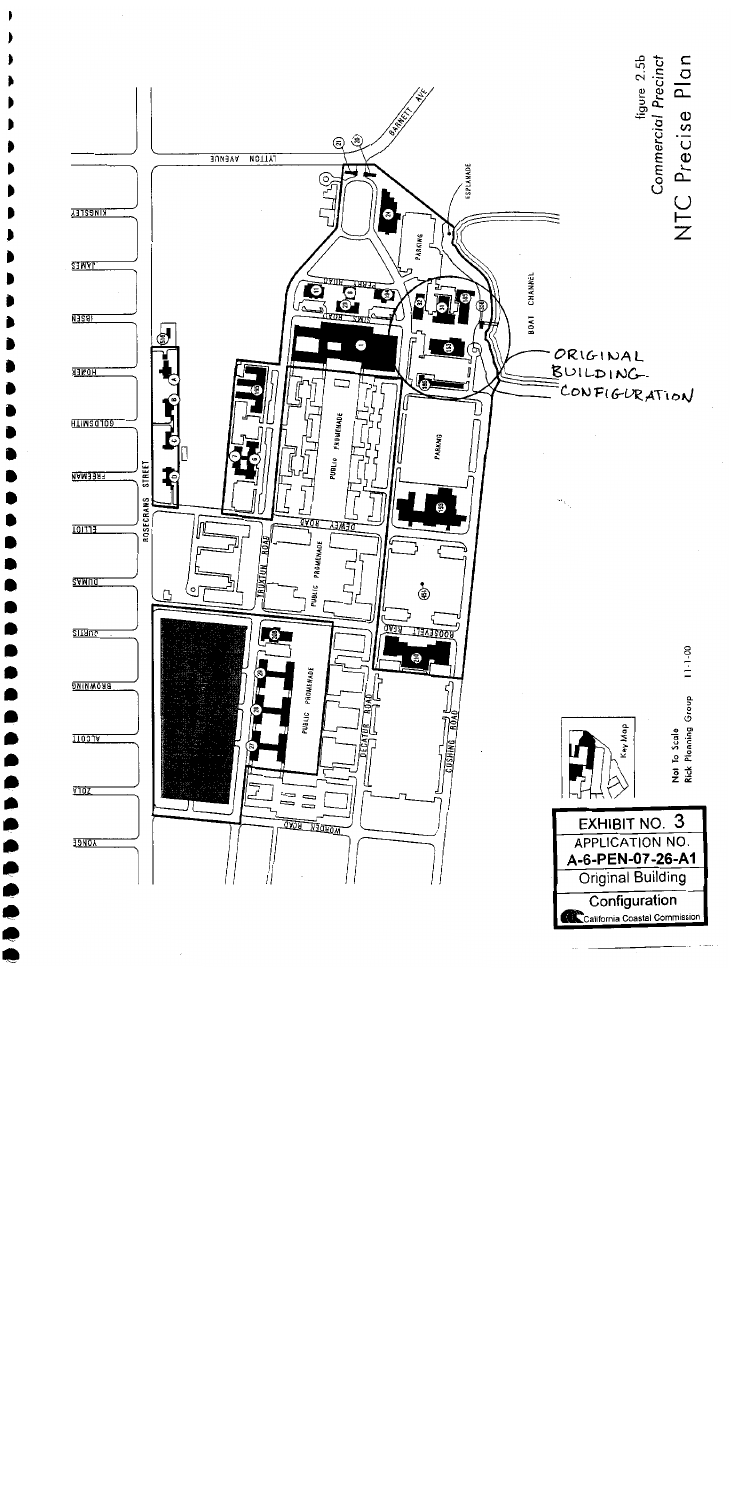figure 2.5b
Commercial Precinct
NTC Precise Plan

ORIGINAL BUILDING CONFIGURATION

LYTTON AVENUE

BARNETT AVE

ESPLANADE

PARKING

BOAT CHANNEL

KINGSLEY

JAMES

IBSEN

HOMER

GOLDSMITH

FREEMAN

ROSECRANS STREET

ELLIOT

DUMAS

CURTIS

BROWNING

ALCOTT

ZOLA

YONGE

PERRY ROAD

SIMS ROAD

PUBLIC PROMENADE

DEWEY ROAD

TRUXTUN ROAD

ROOSEVELT ROAD

DECATUR ROAD

CUSHING ROAD

WORDEN ROAD

Key Map

Not To Scale
Rick Planning Group

11-1-00

EXHIBIT NO. 3
APPLICATION NO.
A-6-PEN-07-26-A1
Original Building Configuration
California Coastal Commission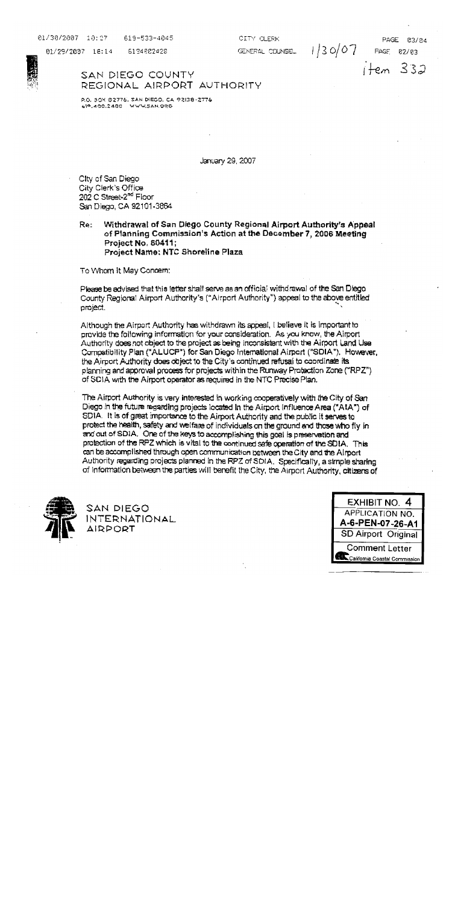01/30/2007 10:27 619-533-4045 CITY CLERK PAGE 03/04

01/29/2007 16:14 6194002428 GENERAL COUNSEL 1/30/07 PAGE 02/03

item 332

SAN DIEGO COUNTY
REGIONAL AIRPORT AUTHORITY

P.O. BOX 82776, SAN DIEGO, CA 92138-2776
619.400.2400 WWW.SAN.ORG

January 29, 2007

City of San Diego
City Clerk's Office
202 C Street-2nd Floor
San Diego, CA 92101-3864

**Re: Withdrawal of San Diego County Regional Airport Authority's Appeal of Planning Commission's Action at the December 7, 2006 Meeting
Project No. 60411;
Project Name: NTC Shoreline Plaza**

To Whom It May Concern:

Please be advised that this letter shall serve as an official withdrawal of the San Diego County Regional Airport Authority's ("Airport Authority") appeal to the above entitled project.

Although the Airport Authority has withdrawn its appeal, I believe it is important to provide the following information for your consideration. As you know, the Airport Authority does not object to the project as being inconsistent with the Airport Land Use Compatibility Plan ("ALUCP") for San Diego International Airport ("SDIA"). However, the Airport Authority does object to the City's continued refusal to coordinate its planning and approval process for projects within the Runway Protection Zone ("RPZ") of SDIA with the Airport operator as required in the NTC Precise Plan.

The Airport Authority is very interested in working cooperatively with the City of San Diego in the future regarding projects located in the Airport Influence Area ("AIA") of SDIA. It is of great importance to the Airport Authority and the public it serves to protect the health, safety and welfare of individuals on the ground and those who fly in and out of SDIA. One of the keys to accomplishing this goal is preservation and protection of the RPZ which is vital to the continued safe operation of the SDIA. This can be accomplished through open communication between the City and the Airport Authority regarding projects planned in the RPZ of SDIA. Specifically, a simple sharing of information between the parties will benefit the City, the Airport Authority, citizens of

SAN DIEGO
INTERNATIONAL
AIRPORT

EXHIBIT NO. 4
APPLICATION NO.
A-6-PEN-07-26-A1
SD Airport Original
Comment Letter
California Coastal Commission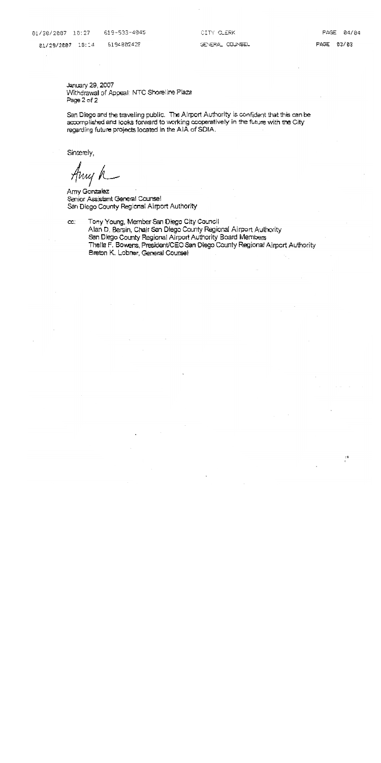January 29, 2007
Withdrawal of Appeal: NTC Shoreline Plaza
Page 2 of 2

San Diego and the traveling public. The Airport Authority is confident that this can be accomplished and looks forward to working cooperatively in the future with the City regarding future projects located in the AIA of SDIA.

Sincerely,

Amy G

Amy Gonzalez
Senior Assistant General Counsel
San Diego County Regional Airport Authority

cc: Tony Young, Member San Diego City Council
Alan D. Bersin, Chair San Diego County Regional Airport Authority
San Diego County Regional Airport Authority Board Members
Thella F. Bowens, President/CEO San Diego County Regional Airport Authority
Breton K. Lobner, General Counsel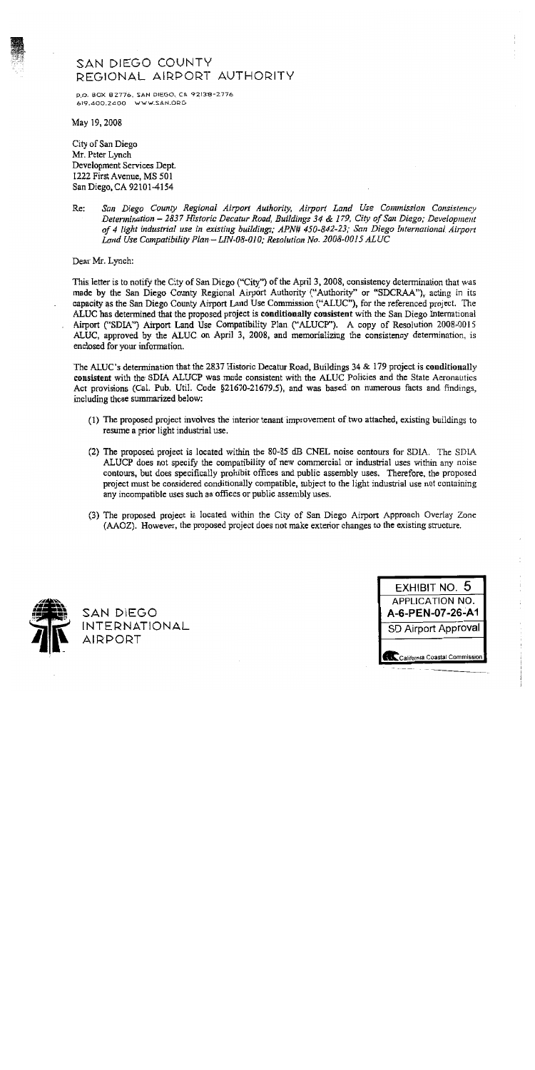SAN DIEGO COUNTY
REGIONAL AIRPORT AUTHORITY

P.O. BOX 82776, SAN DIEGO, CA 92138-2776
619.400.2400 WWW.SAN.ORG

May 19, 2008

City of San Diego
Mr. Peter Lynch
Development Services Dept.
1222 First Avenue, MS 501
San Diego, CA 92101-4154

Re: *San Diego County Regional Airport Authority, Airport Land Use Commission Consistency Determination – 2837 Historic Decatur Road, Buildings 34 & 179, City of San Diego; Development of 4 light industrial use in existing buildings; APN# 450-842-23; San Diego International Airport Land Use Compatibility Plan – LIN-08-010; Resolution No. 2008-0015 ALUC*

Dear Mr. Lynch:

This letter is to notify the City of San Diego ("City") of the April 3, 2008, consistency determination that was made by the San Diego County Regional Airport Authority ("Authority" or "SDCRAA"), acting in its capacity as the San Diego County Airport Land Use Commission ("ALUC"), for the referenced project. The ALUC has determined that the proposed project is **conditionally consistent** with the San Diego International Airport ("SDIA") Airport Land Use Compatibility Plan ("ALUCP"). A copy of Resolution 2008-0015 ALUC, approved by the ALUC on April 3, 2008, and memorializing the consistency determination, is enclosed for your information.

The ALUC's determination that the 2837 Historic Decatur Road, Buildings 34 & 179 project is **conditionally consistent** with the SDIA ALUCP was made consistent with the ALUC Policies and the State Aeronautics Act provisions (Cal. Pub. Util. Code §21670-21679.5), and was based on numerous facts and findings, including these summarized below:

(1) The proposed project involves the interior tenant improvement of two attached, existing buildings to resume a prior light industrial use.

(2) The proposed project is located within the 80-85 dB CNEL noise contours for SDIA. The SDIA ALUCP does not specify the compatibility of new commercial or industrial uses within any noise contours, but does specifically prohibit offices and public assembly uses. Therefore, the proposed project must be considered conditionally compatible, subject to the light industrial use not containing any incompatible uses such as offices or public assembly uses.

(3) The proposed project is located within the City of San Diego Airport Approach Overlay Zone (AAOZ). However, the proposed project does not make exterior changes to the existing structure.

SAN DIEGO INTERNATIONAL AIRPORT

EXHIBIT NO. 5
APPLICATION NO.
A-6-PEN-07-26-A1
SD Airport Approval
California Coastal Commission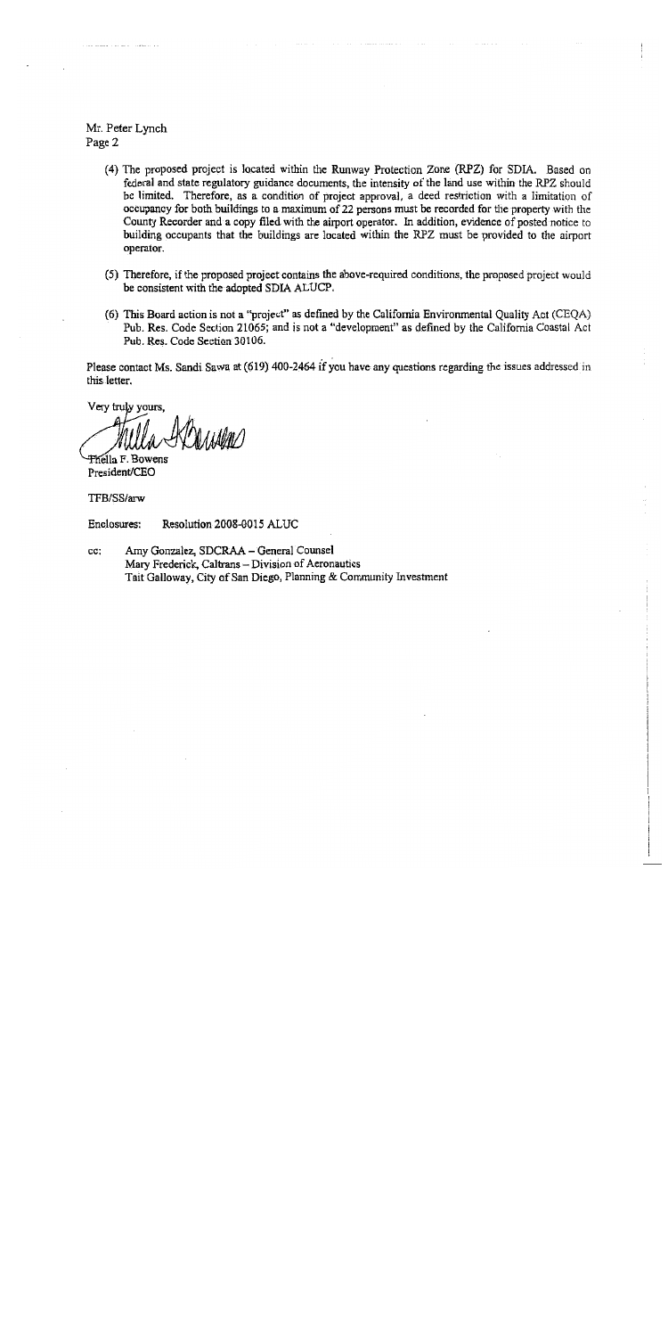Mr. Peter Lynch
Page 2

(4) The proposed project is located within the Runway Protection Zone (RPZ) for SDIA. Based on federal and state regulatory guidance documents, the intensity of the land use within the RPZ should be limited. Therefore, as a condition of project approval, a deed restriction with a limitation of occupancy for both buildings to a maximum of 22 persons must be recorded for the property with the County Recorder and a copy filed with the airport operator. In addition, evidence of posted notice to building occupants that the buildings are located within the RPZ must be provided to the airport operator.

(5) Therefore, if the proposed project contains the above-required conditions, the proposed project would be consistent with the adopted SDIA ALUCP.

(6) This Board action is not a "project" as defined by the California Environmental Quality Act (CEQA) Pub. Res. Code Section 21065; and is not a "development" as defined by the California Coastal Act Pub. Res. Code Section 30106.

Please contact Ms. Sandi Sawa at (619) 400-2464 if you have any questions regarding the issues addressed in this letter.

Very truly yours,

Thella F. Bowens
President/CEO

TFB/SS/arw

Enclosures: Resolution 2008-0015 ALUC

cc: Amy Gonzalez, SDCRAA – General Counsel
Mary Frederick, Caltrans – Division of Aeronautics
Tait Galloway, City of San Diego, Planning & Community Investment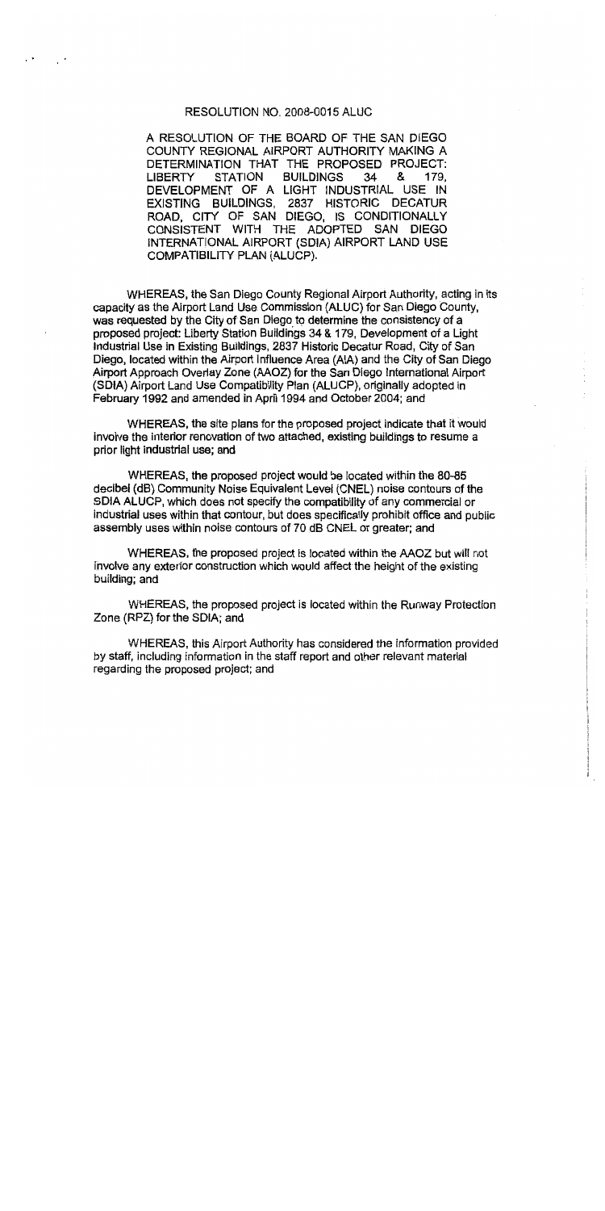# RESOLUTION NO. 2008-0015 ALUC

A RESOLUTION OF THE BOARD OF THE SAN DIEGO COUNTY REGIONAL AIRPORT AUTHORITY MAKING A DETERMINATION THAT THE PROPOSED PROJECT: LIBERTY STATION BUILDINGS 34 & 179, DEVELOPMENT OF A LIGHT INDUSTRIAL USE IN EXISTING BUILDINGS, 2837 HISTORIC DECATUR ROAD, CITY OF SAN DIEGO, IS CONDITIONALLY CONSISTENT WITH THE ADOPTED SAN DIEGO INTERNATIONAL AIRPORT (SDIA) AIRPORT LAND USE COMPATIBILITY PLAN (ALUCP).

WHEREAS, the San Diego County Regional Airport Authority, acting in its capacity as the Airport Land Use Commission (ALUC) for San Diego County, was requested by the City of San Diego to determine the consistency of a proposed project: Liberty Station Buildings 34 & 179, Development of a Light Industrial Use in Existing Buildings, 2837 Historic Decatur Road, City of San Diego, located within the Airport Influence Area (AIA) and the City of San Diego Airport Approach Overlay Zone (AAOZ) for the San Diego International Airport (SDIA) Airport Land Use Compatibility Plan (ALUCP), originally adopted in February 1992 and amended in April 1994 and October 2004; and

WHEREAS, the site plans for the proposed project indicate that it would involve the interior renovation of two attached, existing buildings to resume a prior light industrial use; and

WHEREAS, the proposed project would be located within the 80-85 decibel (dB) Community Noise Equivalent Level (CNEL) noise contours of the SDIA ALUCP, which does not specify the compatibility of any commercial or industrial uses within that contour, but does specifically prohibit office and public assembly uses within noise contours of 70 dB CNEL or greater; and

WHEREAS, the proposed project is located within the AAOZ but will not involve any exterior construction which would affect the height of the existing building; and

WHEREAS, the proposed project is located within the Runway Protection Zone (RPZ) for the SDIA; and

WHEREAS, this Airport Authority has considered the information provided by staff, including information in the staff report and other relevant material regarding the proposed project; and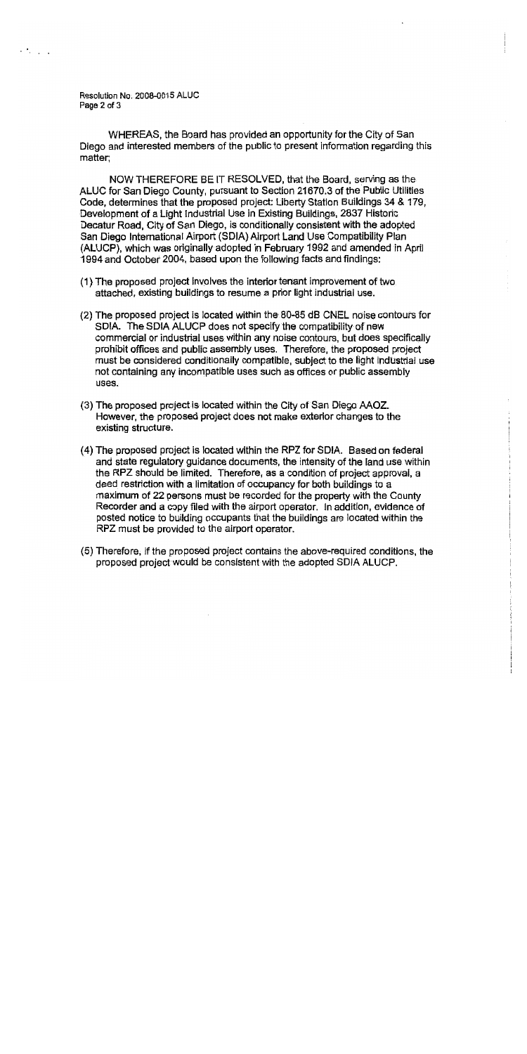WHEREAS, the Board has provided an opportunity for the City of San Diego and interested members of the public to present information regarding this matter;

NOW THEREFORE BE IT RESOLVED, that the Board, serving as the ALUC for San Diego County, pursuant to Section 21670.3 of the Public Utilities Code, determines that the proposed project: Liberty Station Buildings 34 & 179, Development of a Light Industrial Use in Existing Buildings, 2837 Historic Decatur Road, City of San Diego, is conditionally consistent with the adopted San Diego International Airport (SDIA) Airport Land Use Compatibility Plan (ALUCP), which was originally adopted in February 1992 and amended in April 1994 and October 2004, based upon the following facts and findings:

(1) The proposed project involves the interior tenant improvement of two attached, existing buildings to resume a prior light industrial use.

(2) The proposed project is located within the 80-85 dB CNEL noise contours for SDIA. The SDIA ALUCP does not specify the compatibility of new commercial or industrial uses within any noise contours, but does specifically prohibit offices and public assembly uses. Therefore, the proposed project must be considered conditionally compatible, subject to the light industrial use not containing any incompatible uses such as offices or public assembly uses.

(3) The proposed project is located within the City of San Diego AAOZ. However, the proposed project does not make exterior changes to the existing structure.

(4) The proposed project is located within the RPZ for SDIA. Based on federal and state regulatory guidance documents, the intensity of the land use within the RPZ should be limited. Therefore, as a condition of project approval, a deed restriction with a limitation of occupancy for both buildings to a maximum of 22 persons must be recorded for the property with the County Recorder and a copy filed with the airport operator. In addition, evidence of posted notice to building occupants that the buildings are located within the RPZ must be provided to the airport operator.

(5) Therefore, if the proposed project contains the above-required conditions, the proposed project would be consistent with the adopted SDIA ALUCP.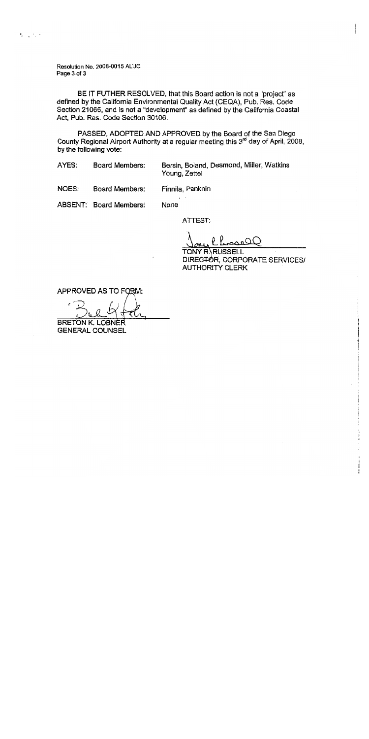Resolution No. 2008-0015 ALUC
Page 3 of 3

BE IT FUTHER RESOLVED, that this Board action is not a "project" as defined by the California Environmental Quality Act (CEQA), Pub. Res. Code Section 21065, and is not a "development" as defined by the California Coastal Act, Pub. Res. Code Section 30106.

PASSED, ADOPTED AND APPROVED by the Board of the San Diego County Regional Airport Authority at a regular meeting this 3rd day of April, 2008, by the following vote:

| | | |
|---|---|---|
| AYES: | Board Members: | Bersin, Boland, Desmond, Miller, Watkins Young, Zettel |
| NOES: | Board Members: | Finnila, Panknin |
| ABSENT: | Board Members: | None |

ATTEST:

TONY R. RUSSELL
DIRECTOR, CORPORATE SERVICES/
AUTHORITY CLERK

APPROVED AS TO FORM:

BRETON K. LOBNER
GENERAL COUNSEL